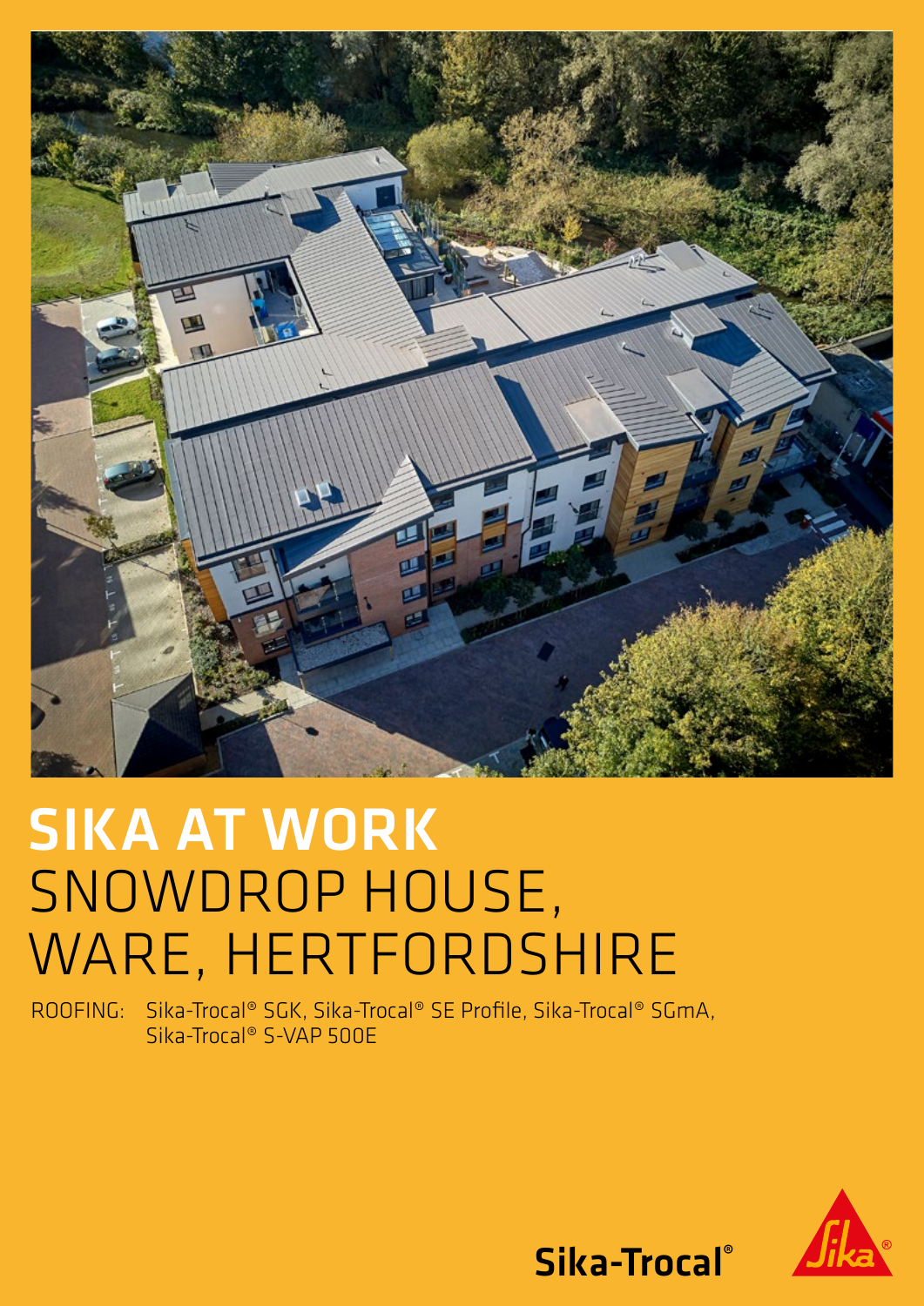# SIKA AT WORK
## SNOWDROP HOUSE, WARE, HERTFORDSHIRE

ROOFING: Sika-Trocal® SGK, Sika-Trocal® SE Profile, Sika-Trocal® SGmA, Sika-Trocal® S-VAP 500E

Sika-Trocal®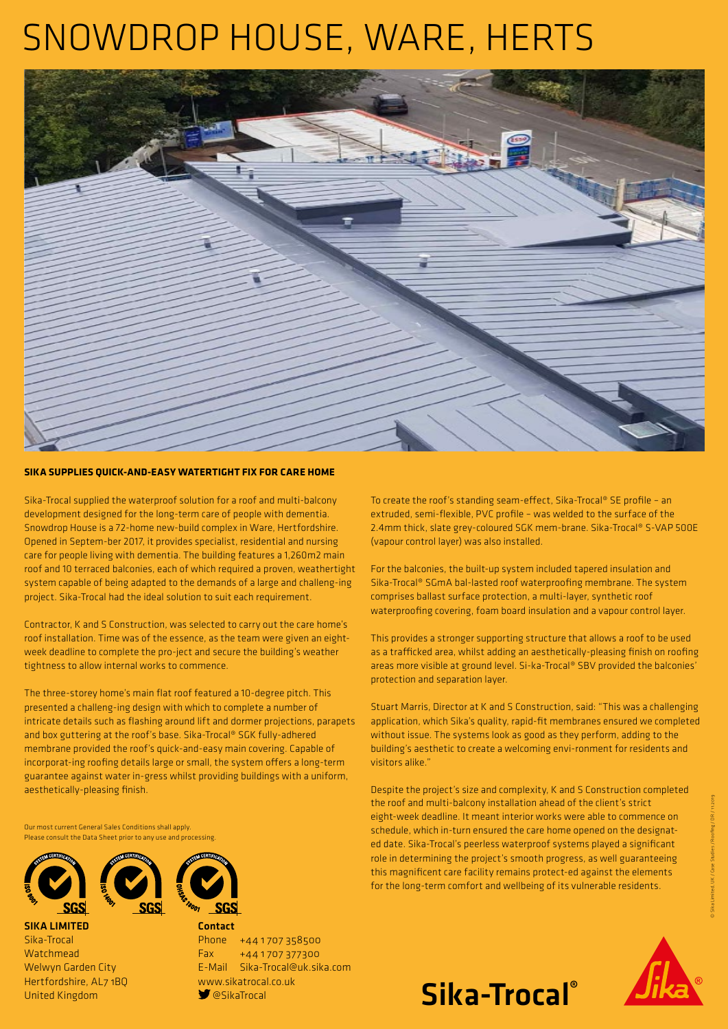# SNOWDROP HOUSE, WARE, HERTS

**SIKA SUPPLIES QUICK-AND-EASY WATERTIGHT FIX FOR CARE HOME**

Sika-Trocal supplied the waterproof solution for a roof and multi-balcony development designed for the long-term care of people with dementia. Snowdrop House is a 72-home new-build complex in Ware, Hertfordshire. Opened in Septem-ber 2017, it provides specialist, residential and nursing care for people living with dementia. The building features a 1,260m2 main roof and 10 terraced balconies, each of which required a proven, weathertight system capable of being adapted to the demands of a large and challeng-ing project. Sika-Trocal had the ideal solution to suit each requirement.

Contractor, K and S Construction, was selected to carry out the care home's roof installation. Time was of the essence, as the team were given an eight-week deadline to complete the pro-ject and secure the building's weather tightness to allow internal works to commence.

The three-storey home's main flat roof featured a 10-degree pitch. This presented a challeng-ing design with which to complete a number of intricate details such as flashing around lift and dormer projections, parapets and box guttering at the roof's base. Sika-Trocal® SGK fully-adhered membrane provided the roof's quick-and-easy main covering. Capable of incorporat-ing roofing details large or small, the system offers a long-term guarantee against water in-gress whilst providing buildings with a uniform, aesthetically-pleasing finish.

To create the roof's standing seam-effect, Sika-Trocal® SE profile – an extruded, semi-flexible, PVC profile – was welded to the surface of the 2.4mm thick, slate grey-coloured SGK mem-brane. Sika-Trocal® S-VAP 500E (vapour control layer) was also installed.

For the balconies, the built-up system included tapered insulation and Sika-Trocal® SGmA bal-lasted roof waterproofing membrane. The system comprises ballast surface protection, a multi-layer, synthetic roof waterproofing covering, foam board insulation and a vapour control layer.

This provides a stronger supporting structure that allows a roof to be used as a trafficked area, whilst adding an aesthetically-pleasing finish on roofing areas more visible at ground level. Si-ka-Trocal® SBV provided the balconies' protection and separation layer.

Stuart Marris, Director at K and S Construction, said: "This was a challenging application, which Sika's quality, rapid-fit membranes ensured we completed without issue. The systems look as good as they perform, adding to the building's aesthetic to create a welcoming envi-ronment for residents and visitors alike."

Despite the project's size and complexity, K and S Construction completed the roof and multi-balcony installation ahead of the client's strict eight-week deadline. It meant interior works were able to commence on schedule, which in-turn ensured the care home opened on the designat-ed date. Sika-Trocal's peerless waterproof systems played a significant role in determining the project's smooth progress, as well guaranteeing this magnificent care facility remains protect-ed against the elements for the long-term comfort and wellbeing of its vulnerable residents.

Our most current General Sales Conditions shall apply.
Please consult the Data Sheet prior to any use and processing.

**SIKA LIMITED**
Sika-Trocal
Watchmead
Welwyn Garden City
Hertfordshire, AL7 1BQ
United Kingdom

**Contact**
Phone +44 1707 358500
Fax +44 1707 377300
E-Mail Sika-Trocal@uk.sika.com
www.sikatrocal.co.uk
@SikaTrocal

© Sika Limited, UK / Case Studies / Roofing / DR / 11.2019